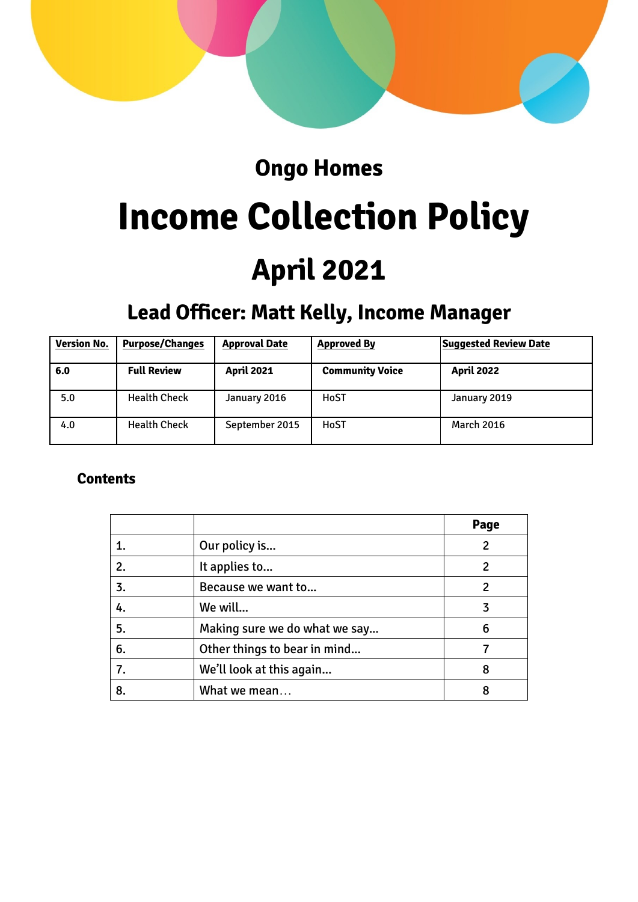## Ongo Homes

# Income Collection Policy

## April 2021

### Lead Officer: Matt Kelly, Income Manager

| Version No. | Purpose/Changes | Approval Date | Approved By | Suggested Review Date |
|---|---|---|---|---|
| **6.0** | **Full Review** | **April 2021** | **Community Voice** | **April 2022** |
| 5.0 | Health Check | January 2016 | HoST | January 2019 |
| 4.0 | Health Check | September 2015 | HoST | March 2016 |

**Contents**

| | | Page |
|---|---|---|
| 1. | Our policy is… | 2 |
| 2. | It applies to… | 2 |
| 3. | Because we want to… | 2 |
| 4. | We will… | 3 |
| 5. | Making sure we do what we say… | 6 |
| 6. | Other things to bear in mind… | 7 |
| 7. | We'll look at this again… | 8 |
| 8. | What we mean… | 8 |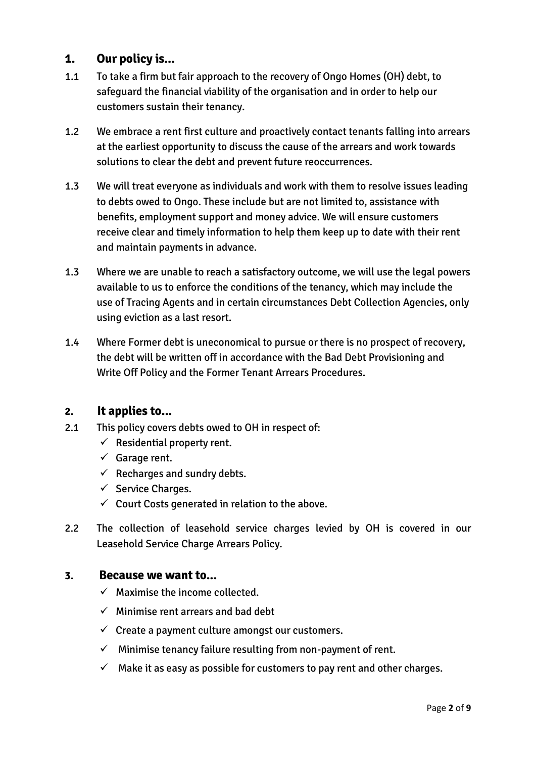## 1. Our policy is…

1.1 To take a firm but fair approach to the recovery of Ongo Homes (OH) debt, to safeguard the financial viability of the organisation and in order to help our customers sustain their tenancy.

1.2 We embrace a rent first culture and proactively contact tenants falling into arrears at the earliest opportunity to discuss the cause of the arrears and work towards solutions to clear the debt and prevent future reoccurrences.

1.3 We will treat everyone as individuals and work with them to resolve issues leading to debts owed to Ongo. These include but are not limited to, assistance with benefits, employment support and money advice. We will ensure customers receive clear and timely information to help them keep up to date with their rent and maintain payments in advance.

1.3 Where we are unable to reach a satisfactory outcome, we will use the legal powers available to us to enforce the conditions of the tenancy, which may include the use of Tracing Agents and in certain circumstances Debt Collection Agencies, only using eviction as a last resort.

1.4 Where Former debt is uneconomical to pursue or there is no prospect of recovery, the debt will be written off in accordance with the Bad Debt Provisioning and Write Off Policy and the Former Tenant Arrears Procedures.

## 2. It applies to…

2.1 This policy covers debts owed to OH in respect of:

- ✓ Residential property rent.
- ✓ Garage rent.
- ✓ Recharges and sundry debts.
- ✓ Service Charges.
- ✓ Court Costs generated in relation to the above.

2.2 The collection of leasehold service charges levied by OH is covered in our Leasehold Service Charge Arrears Policy.

## 3. Because we want to…

- ✓ Maximise the income collected.
- ✓ Minimise rent arrears and bad debt
- ✓ Create a payment culture amongst our customers.
- ✓ Minimise tenancy failure resulting from non-payment of rent.
- ✓ Make it as easy as possible for customers to pay rent and other charges.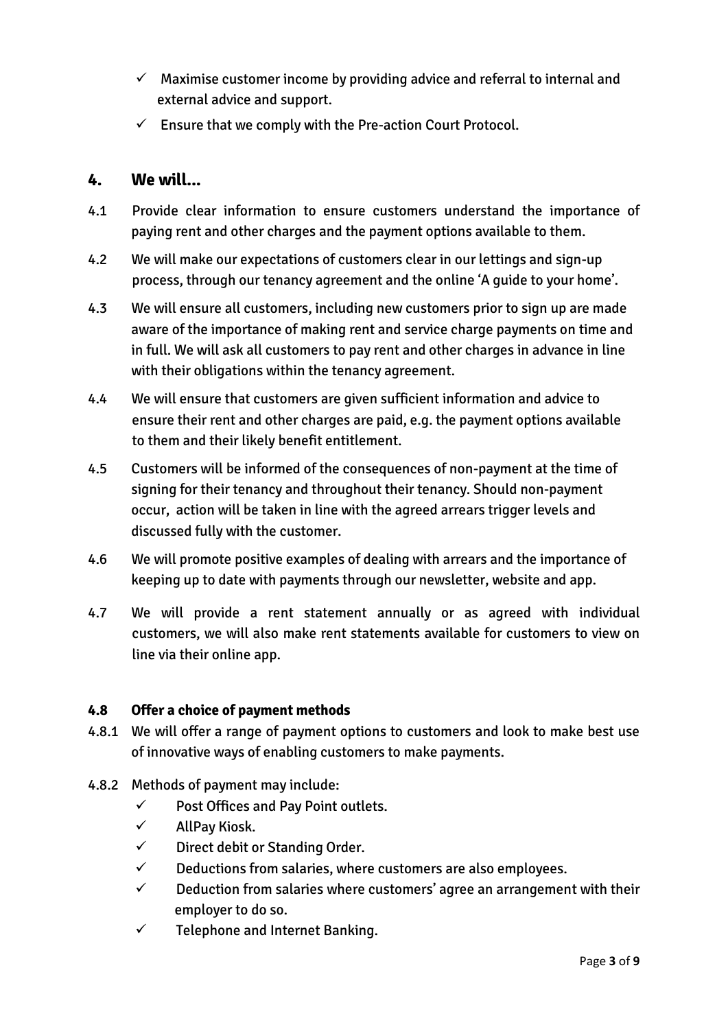- ✓ Maximise customer income by providing advice and referral to internal and external advice and support.
- ✓ Ensure that we comply with the Pre-action Court Protocol.

## 4. We will...

4.1 Provide clear information to ensure customers understand the importance of paying rent and other charges and the payment options available to them.

4.2 We will make our expectations of customers clear in our lettings and sign-up process, through our tenancy agreement and the online 'A guide to your home'.

4.3 We will ensure all customers, including new customers prior to sign up are made aware of the importance of making rent and service charge payments on time and in full. We will ask all customers to pay rent and other charges in advance in line with their obligations within the tenancy agreement.

4.4 We will ensure that customers are given sufficient information and advice to ensure their rent and other charges are paid, e.g. the payment options available to them and their likely benefit entitlement.

4.5 Customers will be informed of the consequences of non-payment at the time of signing for their tenancy and throughout their tenancy. Should non-payment occur, action will be taken in line with the agreed arrears trigger levels and discussed fully with the customer.

4.6 We will promote positive examples of dealing with arrears and the importance of keeping up to date with payments through our newsletter, website and app.

4.7 We will provide a rent statement annually or as agreed with individual customers, we will also make rent statements available for customers to view on line via their online app.

### 4.8 Offer a choice of payment methods

4.8.1 We will offer a range of payment options to customers and look to make best use of innovative ways of enabling customers to make payments.

4.8.2 Methods of payment may include:

- ✓ Post Offices and Pay Point outlets.
- ✓ AllPay Kiosk.
- ✓ Direct debit or Standing Order.
- ✓ Deductions from salaries, where customers are also employees.
- ✓ Deduction from salaries where customers' agree an arrangement with their employer to do so.
- ✓ Telephone and Internet Banking.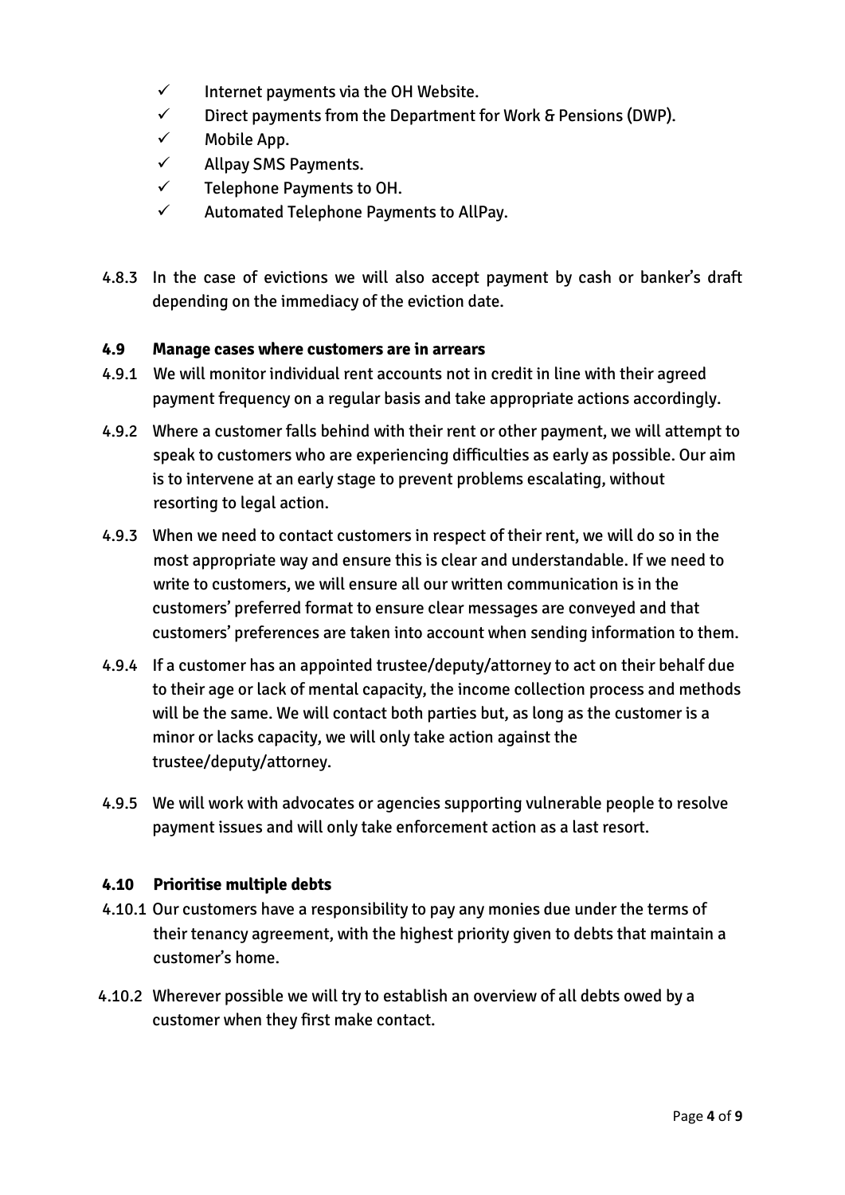- ✓ Internet payments via the OH Website.
- ✓ Direct payments from the Department for Work & Pensions (DWP).
- ✓ Mobile App.
- ✓ Allpay SMS Payments.
- ✓ Telephone Payments to OH.
- ✓ Automated Telephone Payments to AllPay.

4.8.3 In the case of evictions we will also accept payment by cash or banker's draft depending on the immediacy of the eviction date.

### 4.9 Manage cases where customers are in arrears

4.9.1 We will monitor individual rent accounts not in credit in line with their agreed payment frequency on a regular basis and take appropriate actions accordingly.

4.9.2 Where a customer falls behind with their rent or other payment, we will attempt to speak to customers who are experiencing difficulties as early as possible. Our aim is to intervene at an early stage to prevent problems escalating, without resorting to legal action.

4.9.3 When we need to contact customers in respect of their rent, we will do so in the most appropriate way and ensure this is clear and understandable. If we need to write to customers, we will ensure all our written communication is in the customers' preferred format to ensure clear messages are conveyed and that customers' preferences are taken into account when sending information to them.

4.9.4 If a customer has an appointed trustee/deputy/attorney to act on their behalf due to their age or lack of mental capacity, the income collection process and methods will be the same. We will contact both parties but, as long as the customer is a minor or lacks capacity, we will only take action against the trustee/deputy/attorney.

4.9.5 We will work with advocates or agencies supporting vulnerable people to resolve payment issues and will only take enforcement action as a last resort.

### 4.10 Prioritise multiple debts

4.10.1 Our customers have a responsibility to pay any monies due under the terms of their tenancy agreement, with the highest priority given to debts that maintain a customer's home.

4.10.2 Wherever possible we will try to establish an overview of all debts owed by a customer when they first make contact.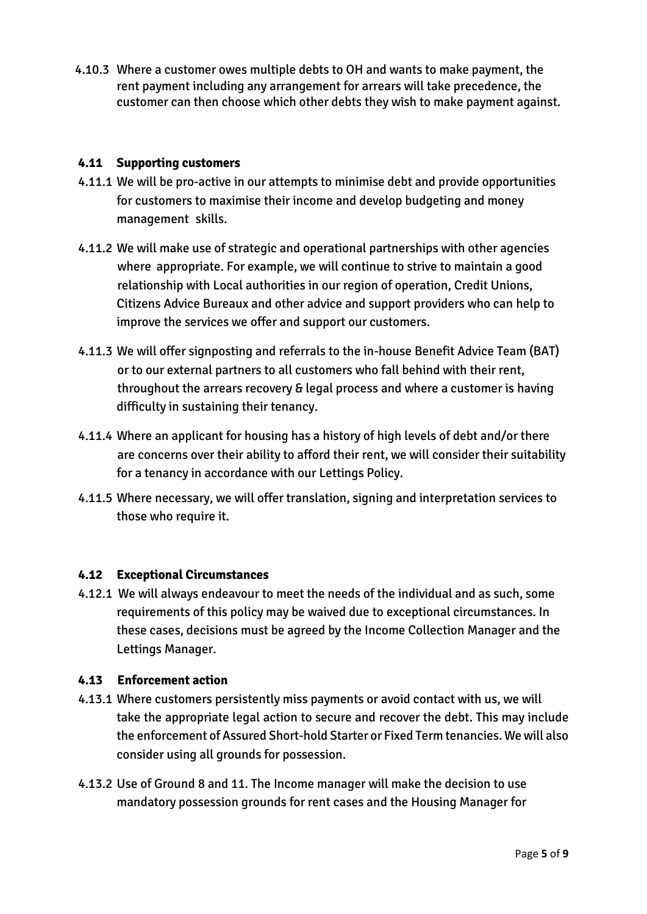4.10.3 Where a customer owes multiple debts to OH and wants to make payment, the rent payment including any arrangement for arrears will take precedence, the customer can then choose which other debts they wish to make payment against.

### 4.11 Supporting customers

4.11.1 We will be pro-active in our attempts to minimise debt and provide opportunities for customers to maximise their income and develop budgeting and money management skills.

4.11.2 We will make use of strategic and operational partnerships with other agencies where appropriate. For example, we will continue to strive to maintain a good relationship with Local authorities in our region of operation, Credit Unions, Citizens Advice Bureaux and other advice and support providers who can help to improve the services we offer and support our customers.

4.11.3 We will offer signposting and referrals to the in-house Benefit Advice Team (BAT) or to our external partners to all customers who fall behind with their rent, throughout the arrears recovery & legal process and where a customer is having difficulty in sustaining their tenancy.

4.11.4 Where an applicant for housing has a history of high levels of debt and/or there are concerns over their ability to afford their rent, we will consider their suitability for a tenancy in accordance with our Lettings Policy.

4.11.5 Where necessary, we will offer translation, signing and interpretation services to those who require it.

### 4.12 Exceptional Circumstances

4.12.1 We will always endeavour to meet the needs of the individual and as such, some requirements of this policy may be waived due to exceptional circumstances. In these cases, decisions must be agreed by the Income Collection Manager and the Lettings Manager.

### 4.13 Enforcement action

4.13.1 Where customers persistently miss payments or avoid contact with us, we will take the appropriate legal action to secure and recover the debt. This may include the enforcement of Assured Short-hold Starter or Fixed Term tenancies. We will also consider using all grounds for possession.

4.13.2 Use of Ground 8 and 11. The Income manager will make the decision to use mandatory possession grounds for rent cases and the Housing Manager for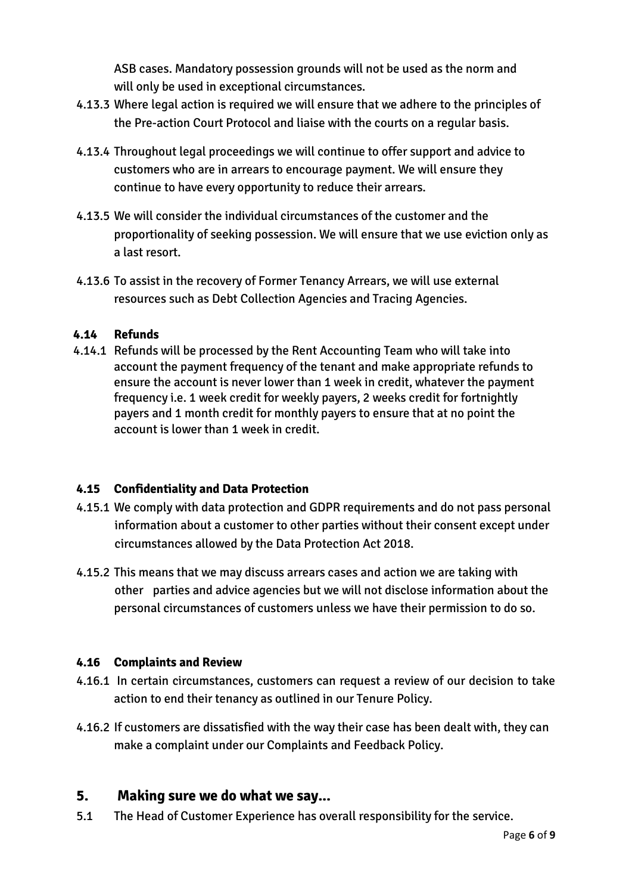ASB cases. Mandatory possession grounds will not be used as the norm and will only be used in exceptional circumstances.

4.13.3 Where legal action is required we will ensure that we adhere to the principles of the Pre-action Court Protocol and liaise with the courts on a regular basis.

4.13.4 Throughout legal proceedings we will continue to offer support and advice to customers who are in arrears to encourage payment. We will ensure they continue to have every opportunity to reduce their arrears.

4.13.5 We will consider the individual circumstances of the customer and the proportionality of seeking possession. We will ensure that we use eviction only as a last resort.

4.13.6 To assist in the recovery of Former Tenancy Arrears, we will use external resources such as Debt Collection Agencies and Tracing Agencies.

### 4.14 Refunds

4.14.1 Refunds will be processed by the Rent Accounting Team who will take into account the payment frequency of the tenant and make appropriate refunds to ensure the account is never lower than 1 week in credit, whatever the payment frequency i.e. 1 week credit for weekly payers, 2 weeks credit for fortnightly payers and 1 month credit for monthly payers to ensure that at no point the account is lower than 1 week in credit.

### 4.15 Confidentiality and Data Protection

4.15.1 We comply with data protection and GDPR requirements and do not pass personal information about a customer to other parties without their consent except under circumstances allowed by the Data Protection Act 2018.

4.15.2 This means that we may discuss arrears cases and action we are taking with other parties and advice agencies but we will not disclose information about the personal circumstances of customers unless we have their permission to do so.

### 4.16 Complaints and Review

4.16.1 In certain circumstances, customers can request a review of our decision to take action to end their tenancy as outlined in our Tenure Policy.

4.16.2 If customers are dissatisfied with the way their case has been dealt with, they can make a complaint under our Complaints and Feedback Policy.

## 5. Making sure we do what we say...

5.1 The Head of Customer Experience has overall responsibility for the service.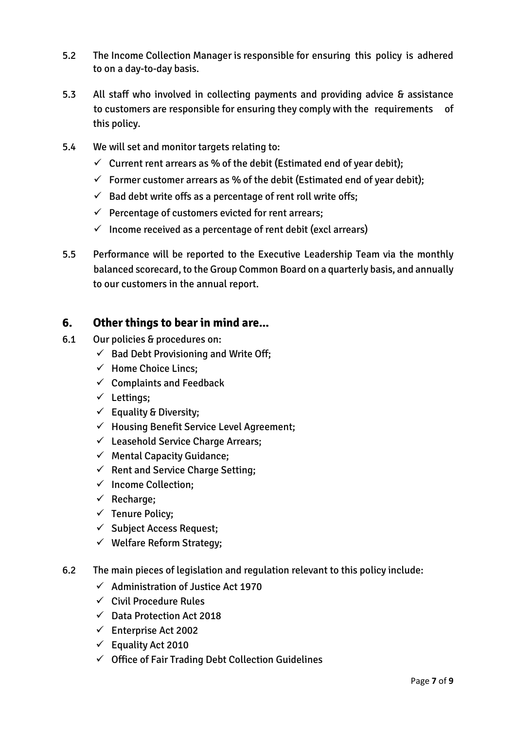5.2 The Income Collection Manager is responsible for ensuring this policy is adhered to on a day-to-day basis.

5.3 All staff who involved in collecting payments and providing advice & assistance to customers are responsible for ensuring they comply with the requirements of this policy.

5.4 We will set and monitor targets relating to:

- ✓ Current rent arrears as % of the debit (Estimated end of year debit);
- ✓ Former customer arrears as % of the debit (Estimated end of year debit);
- ✓ Bad debt write offs as a percentage of rent roll write offs;
- ✓ Percentage of customers evicted for rent arrears;
- ✓ Income received as a percentage of rent debit (excl arrears)

5.5 Performance will be reported to the Executive Leadership Team via the monthly balanced scorecard, to the Group Common Board on a quarterly basis, and annually to our customers in the annual report.

## 6. Other things to bear in mind are…

6.1 Our policies & procedures on:

- ✓ Bad Debt Provisioning and Write Off;
- ✓ Home Choice Lincs;
- ✓ Complaints and Feedback
- ✓ Lettings;
- ✓ Equality & Diversity;
- ✓ Housing Benefit Service Level Agreement;
- ✓ Leasehold Service Charge Arrears;
- ✓ Mental Capacity Guidance;
- ✓ Rent and Service Charge Setting;
- ✓ Income Collection;
- ✓ Recharge;
- ✓ Tenure Policy;
- ✓ Subject Access Request;
- ✓ Welfare Reform Strategy;

6.2 The main pieces of legislation and regulation relevant to this policy include:

- ✓ Administration of Justice Act 1970
- ✓ Civil Procedure Rules
- ✓ Data Protection Act 2018
- ✓ Enterprise Act 2002
- ✓ Equality Act 2010
- ✓ Office of Fair Trading Debt Collection Guidelines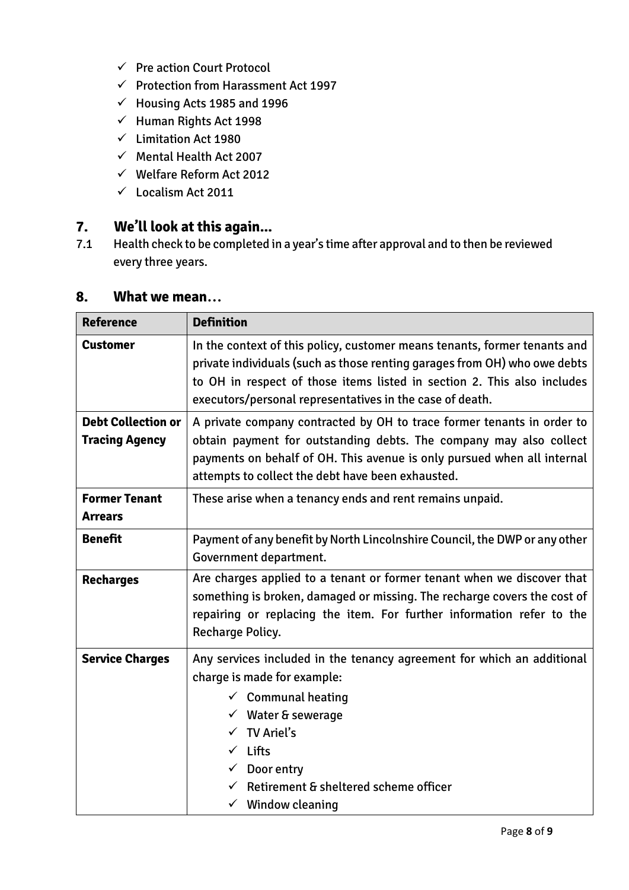- ✓ Pre action Court Protocol
- ✓ Protection from Harassment Act 1997
- ✓ Housing Acts 1985 and 1996
- ✓ Human Rights Act 1998
- ✓ Limitation Act 1980
- ✓ Mental Health Act 2007
- ✓ Welfare Reform Act 2012
- ✓ Localism Act 2011

## 7. We'll look at this again...

7.1 Health check to be completed in a year's time after approval and to then be reviewed every three years.

## 8. What we mean…

| Reference | Definition |
|---|---|
| **Customer** | In the context of this policy, customer means tenants, former tenants and private individuals (such as those renting garages from OH) who owe debts to OH in respect of those items listed in section 2. This also includes executors/personal representatives in the case of death. |
| **Debt Collection or Tracing Agency** | A private company contracted by OH to trace former tenants in order to obtain payment for outstanding debts. The company may also collect payments on behalf of OH. This avenue is only pursued when all internal attempts to collect the debt have been exhausted. |
| **Former Tenant Arrears** | These arise when a tenancy ends and rent remains unpaid. |
| **Benefit** | Payment of any benefit by North Lincolnshire Council, the DWP or any other Government department. |
| **Recharges** | Are charges applied to a tenant or former tenant when we discover that something is broken, damaged or missing. The recharge covers the cost of repairing or replacing the item. For further information refer to the Recharge Policy. |
| **Service Charges** | Any services included in the tenancy agreement for which an additional charge is made for example:<br>✓ Communal heating<br>✓ Water & sewerage<br>✓ TV Ariel's<br>✓ Lifts<br>✓ Door entry<br>✓ Retirement & sheltered scheme officer<br>✓ Window cleaning |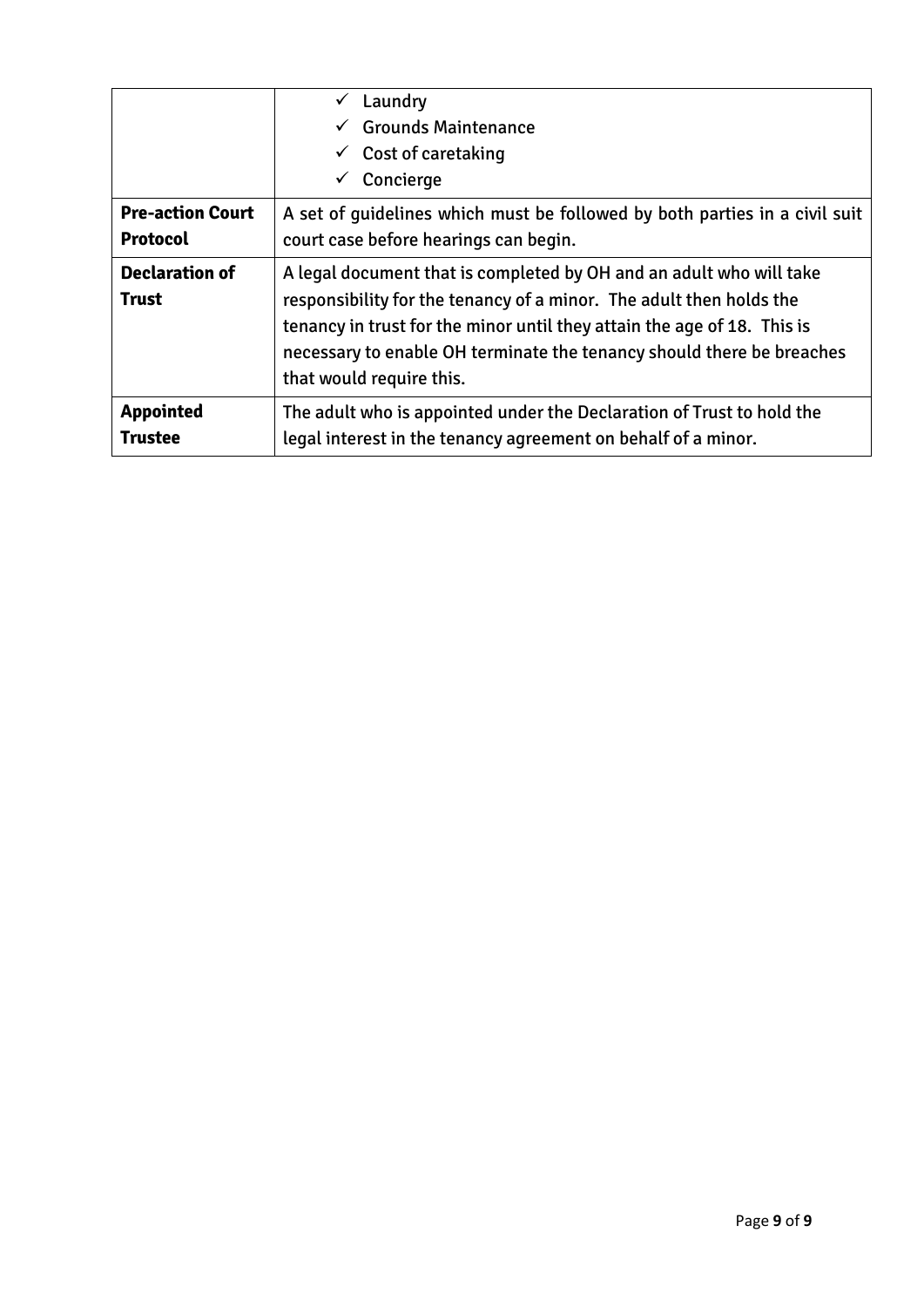| | |
|---|---|
| | ✓ Laundry<br>✓ Grounds Maintenance<br>✓ Cost of caretaking<br>✓ Concierge |
| **Pre-action Court Protocol** | A set of guidelines which must be followed by both parties in a civil suit court case before hearings can begin. |
| **Declaration of Trust** | A legal document that is completed by OH and an adult who will take responsibility for the tenancy of a minor. The adult then holds the tenancy in trust for the minor until they attain the age of 18. This is necessary to enable OH terminate the tenancy should there be breaches that would require this. |
| **Appointed Trustee** | The adult who is appointed under the Declaration of Trust to hold the legal interest in the tenancy agreement on behalf of a minor. |